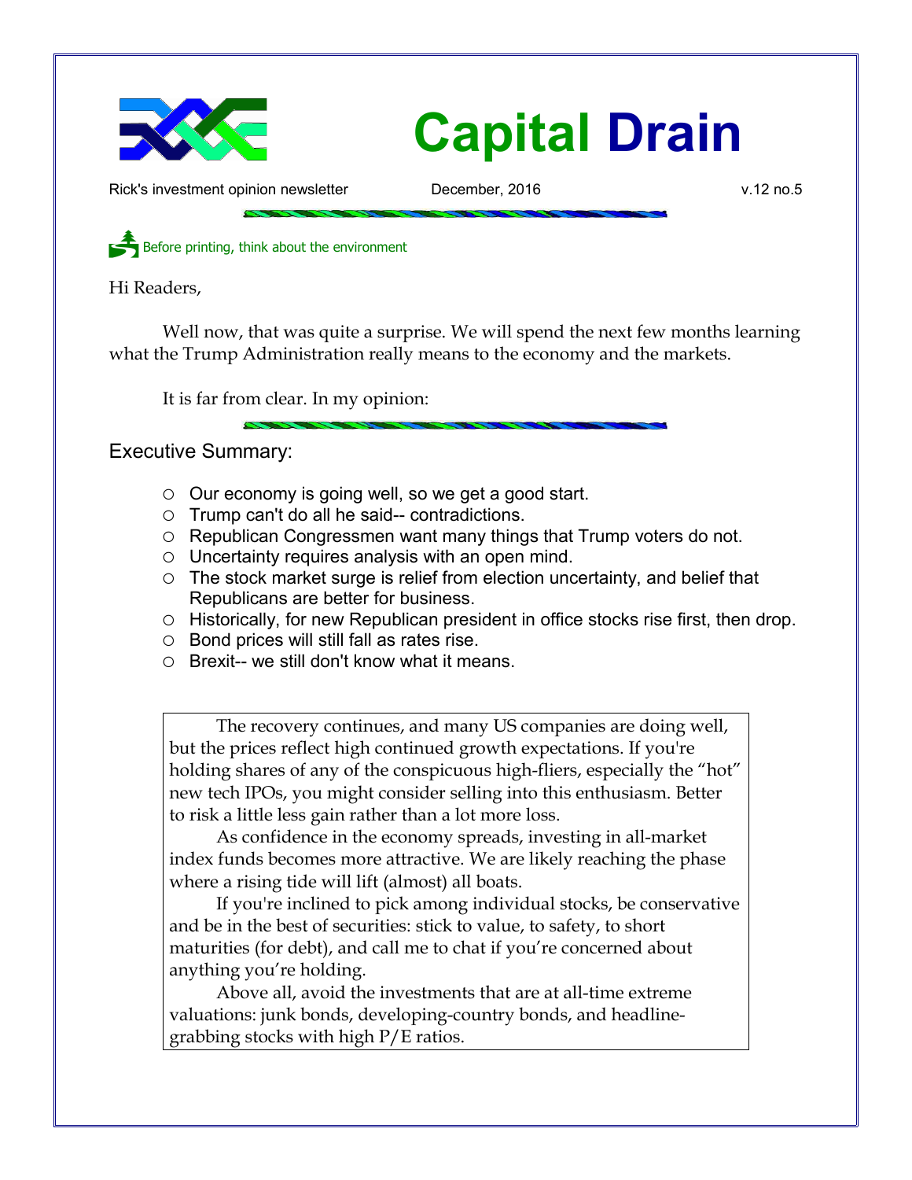# Capital Drain

Rick's investment opinion newsletter December, 2016 v.12 no.5

Before printing, think about the environment

Hi Readers,

Well now, that was quite a surprise. We will spend the next few months learning what the Trump Administration really means to the economy and the markets.

It is far from clear. In my opinion:

## Executive Summary:

- Our economy is going well, so we get a good start.
- Trump can't do all he said-- contradictions.
- Republican Congressmen want many things that Trump voters do not.
- Uncertainty requires analysis with an open mind.
- The stock market surge is relief from election uncertainty, and belief that Republicans are better for business.
- Historically, for new Republican president in office stocks rise first, then drop.
- Bond prices will still fall as rates rise.
- Brexit-- we still don't know what it means.

The recovery continues, and many US companies are doing well, but the prices reflect high continued growth expectations. If you're holding shares of any of the conspicuous high-fliers, especially the "hot" new tech IPOs, you might consider selling into this enthusiasm. Better to risk a little less gain rather than a lot more loss.

As confidence in the economy spreads, investing in all-market index funds becomes more attractive. We are likely reaching the phase where a rising tide will lift (almost) all boats.

If you're inclined to pick among individual stocks, be conservative and be in the best of securities: stick to value, to safety, to short maturities (for debt), and call me to chat if you're concerned about anything you're holding.

Above all, avoid the investments that are at all-time extreme valuations: junk bonds, developing-country bonds, and headline-grabbing stocks with high P/E ratios.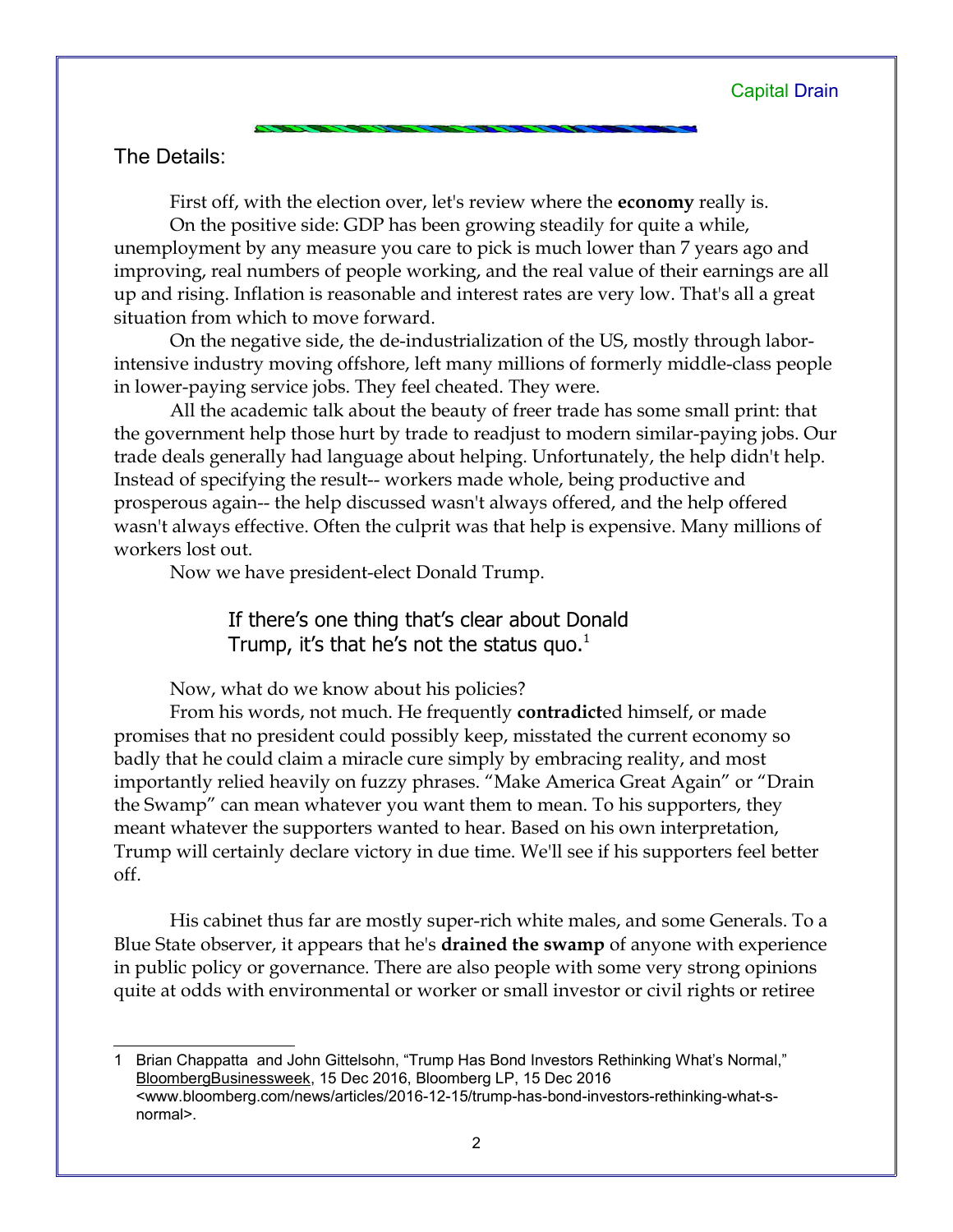## The Details:

First off, with the election over, let's review where the **economy** really is.

On the positive side: GDP has been growing steadily for quite a while, unemployment by any measure you care to pick is much lower than 7 years ago and improving, real numbers of people working, and the real value of their earnings are all up and rising. Inflation is reasonable and interest rates are very low. That's all a great situation from which to move forward.

On the negative side, the de-industrialization of the US, mostly through labor-intensive industry moving offshore, left many millions of formerly middle-class people in lower-paying service jobs. They feel cheated. They were.

All the academic talk about the beauty of freer trade has some small print: that the government help those hurt by trade to readjust to modern similar-paying jobs. Our trade deals generally had language about helping. Unfortunately, the help didn't help. Instead of specifying the result-- workers made whole, being productive and prosperous again-- the help discussed wasn't always offered, and the help offered wasn't always effective. Often the culprit was that help is expensive. Many millions of workers lost out.

Now we have president-elect Donald Trump.

> If there's one thing that's clear about Donald Trump, it's that he's not the status quo.[1]

Now, what do we know about his policies?

From his words, not much. He frequently **contradict**ed himself, or made promises that no president could possibly keep, misstated the current economy so badly that he could claim a miracle cure simply by embracing reality, and most importantly relied heavily on fuzzy phrases. "Make America Great Again" or "Drain the Swamp" can mean whatever you want them to mean. To his supporters, they meant whatever the supporters wanted to hear. Based on his own interpretation, Trump will certainly declare victory in due time. We'll see if his supporters feel better off.

His cabinet thus far are mostly super-rich white males, and some Generals. To a Blue State observer, it appears that he's **drained the swamp** of anyone with experience in public policy or governance. There are also people with some very strong opinions quite at odds with environmental or worker or small investor or civil rights or retiree

---

1 Brian Chappatta and John Gittelsohn, "Trump Has Bond Investors Rethinking What's Normal," BloombergBusinessweek, 15 Dec 2016, Bloomberg LP, 15 Dec 2016 <www.bloomberg.com/news/articles/2016-12-15/trump-has-bond-investors-rethinking-what-s-normal>.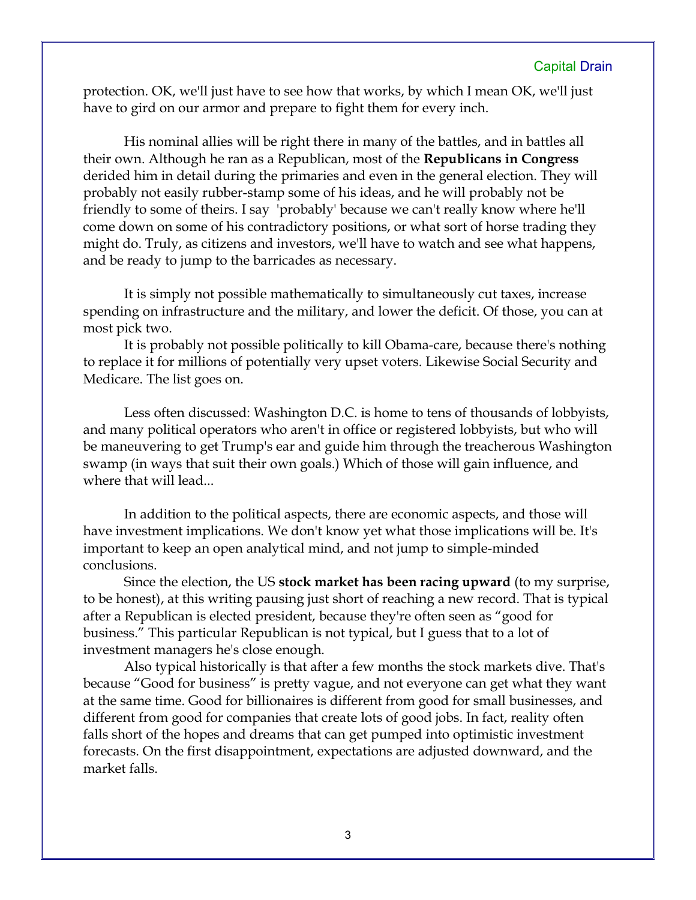protection. OK, we'll just have to see how that works, by which I mean OK, we'll just have to gird on our armor and prepare to fight them for every inch.

His nominal allies will be right there in many of the battles, and in battles all their own. Although he ran as a Republican, most of the **Republicans in Congress** derided him in detail during the primaries and even in the general election. They will probably not easily rubber-stamp some of his ideas, and he will probably not be friendly to some of theirs. I say 'probably' because we can't really know where he'll come down on some of his contradictory positions, or what sort of horse trading they might do. Truly, as citizens and investors, we'll have to watch and see what happens, and be ready to jump to the barricades as necessary.

It is simply not possible mathematically to simultaneously cut taxes, increase spending on infrastructure and the military, and lower the deficit. Of those, you can at most pick two.

It is probably not possible politically to kill Obama-care, because there's nothing to replace it for millions of potentially very upset voters. Likewise Social Security and Medicare. The list goes on.

Less often discussed: Washington D.C. is home to tens of thousands of lobbyists, and many political operators who aren't in office or registered lobbyists, but who will be maneuvering to get Trump's ear and guide him through the treacherous Washington swamp (in ways that suit their own goals.) Which of those will gain influence, and where that will lead...

In addition to the political aspects, there are economic aspects, and those will have investment implications. We don't know yet what those implications will be. It's important to keep an open analytical mind, and not jump to simple-minded conclusions.

Since the election, the US **stock market has been racing upward** (to my surprise, to be honest), at this writing pausing just short of reaching a new record. That is typical after a Republican is elected president, because they're often seen as "good for business." This particular Republican is not typical, but I guess that to a lot of investment managers he's close enough.

Also typical historically is that after a few months the stock markets dive. That's because "Good for business" is pretty vague, and not everyone can get what they want at the same time. Good for billionaires is different from good for small businesses, and different from good for companies that create lots of good jobs. In fact, reality often falls short of the hopes and dreams that can get pumped into optimistic investment forecasts. On the first disappointment, expectations are adjusted downward, and the market falls.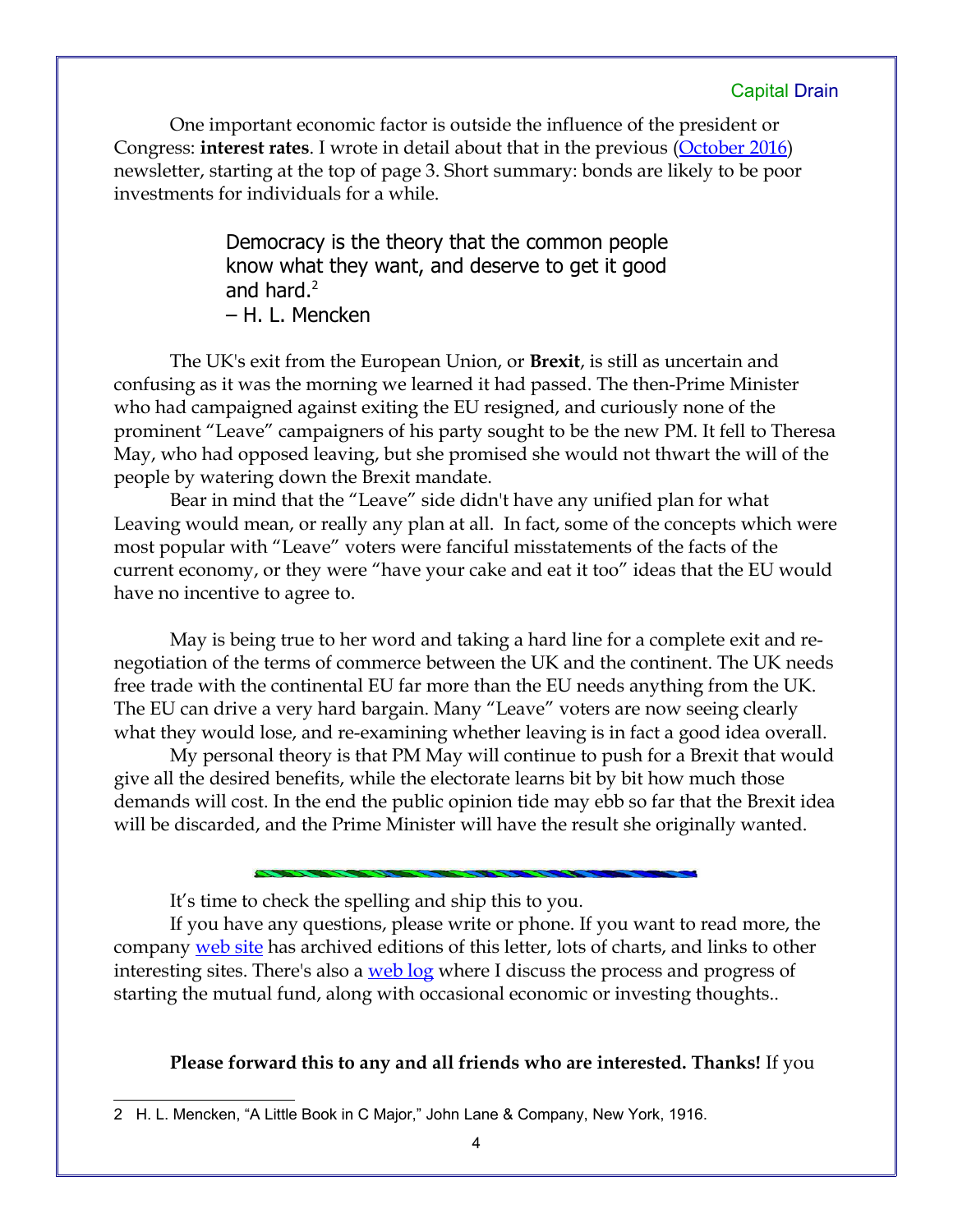One important economic factor is outside the influence of the president or Congress: **interest rates**. I wrote in detail about that in the previous (October 2016) newsletter, starting at the top of page 3. Short summary: bonds are likely to be poor investments for individuals for a while.

> Democracy is the theory that the common people know what they want, and deserve to get it good and hard.[2]
> – H. L. Mencken

The UK's exit from the European Union, or **Brexit**, is still as uncertain and confusing as it was the morning we learned it had passed. The then-Prime Minister who had campaigned against exiting the EU resigned, and curiously none of the prominent “Leave” campaigners of his party sought to be the new PM. It fell to Theresa May, who had opposed leaving, but she promised she would not thwart the will of the people by watering down the Brexit mandate.

Bear in mind that the “Leave” side didn't have any unified plan for what Leaving would mean, or really any plan at all. In fact, some of the concepts which were most popular with “Leave” voters were fanciful misstatements of the facts of the current economy, or they were “have your cake and eat it too” ideas that the EU would have no incentive to agree to.

May is being true to her word and taking a hard line for a complete exit and re-negotiation of the terms of commerce between the UK and the continent. The UK needs free trade with the continental EU far more than the EU needs anything from the UK. The EU can drive a very hard bargain. Many “Leave” voters are now seeing clearly what they would lose, and re-examining whether leaving is in fact a good idea overall.

My personal theory is that PM May will continue to push for a Brexit that would give all the desired benefits, while the electorate learns bit by bit how much those demands will cost. In the end the public opinion tide may ebb so far that the Brexit idea will be discarded, and the Prime Minister will have the result she originally wanted.

---

It’s time to check the spelling and ship this to you.

If you have any questions, please write or phone. If you want to read more, the company web site has archived editions of this letter, lots of charts, and links to other interesting sites. There's also a web log where I discuss the process and progress of starting the mutual fund, along with occasional economic or investing thoughts..

**Please forward this to any and all friends who are interested. Thanks!** If you

---

2 H. L. Mencken, “A Little Book in C Major,” John Lane & Company, New York, 1916.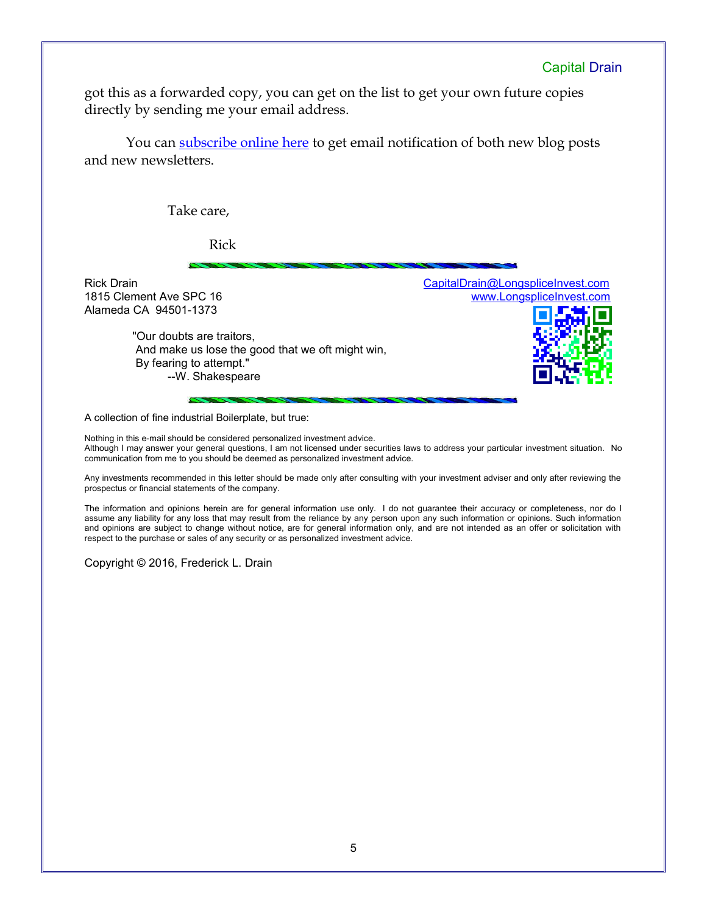got this as a forwarded copy, you can get on the list to get your own future copies directly by sending me your email address.

You can [subscribe online here]() to get email notification of both new blog posts and new newsletters.

Take care,

Rick

---

Rick Drain
1815 Clement Ave SPC 16
Alameda CA  94501-1373

CapitalDrain@LongspliceInvest.com
www.LongspliceInvest.com

"Our doubts are traitors,
And make us lose the good that we oft might win,
By fearing to attempt."
--W. Shakespeare

---

A collection of fine industrial Boilerplate, but true:

Nothing in this e-mail should be considered personalized investment advice.
Although I may answer your general questions, I am not licensed under securities laws to address your particular investment situation. No communication from me to you should be deemed as personalized investment advice.

Any investments recommended in this letter should be made only after consulting with your investment adviser and only after reviewing the prospectus or financial statements of the company.

The information and opinions herein are for general information use only. I do not guarantee their accuracy or completeness, nor do I assume any liability for any loss that may result from the reliance by any person upon any such information or opinions. Such information and opinions are subject to change without notice, are for general information only, and are not intended as an offer or solicitation with respect to the purchase or sales of any security or as personalized investment advice.

Copyright © 2016, Frederick L. Drain